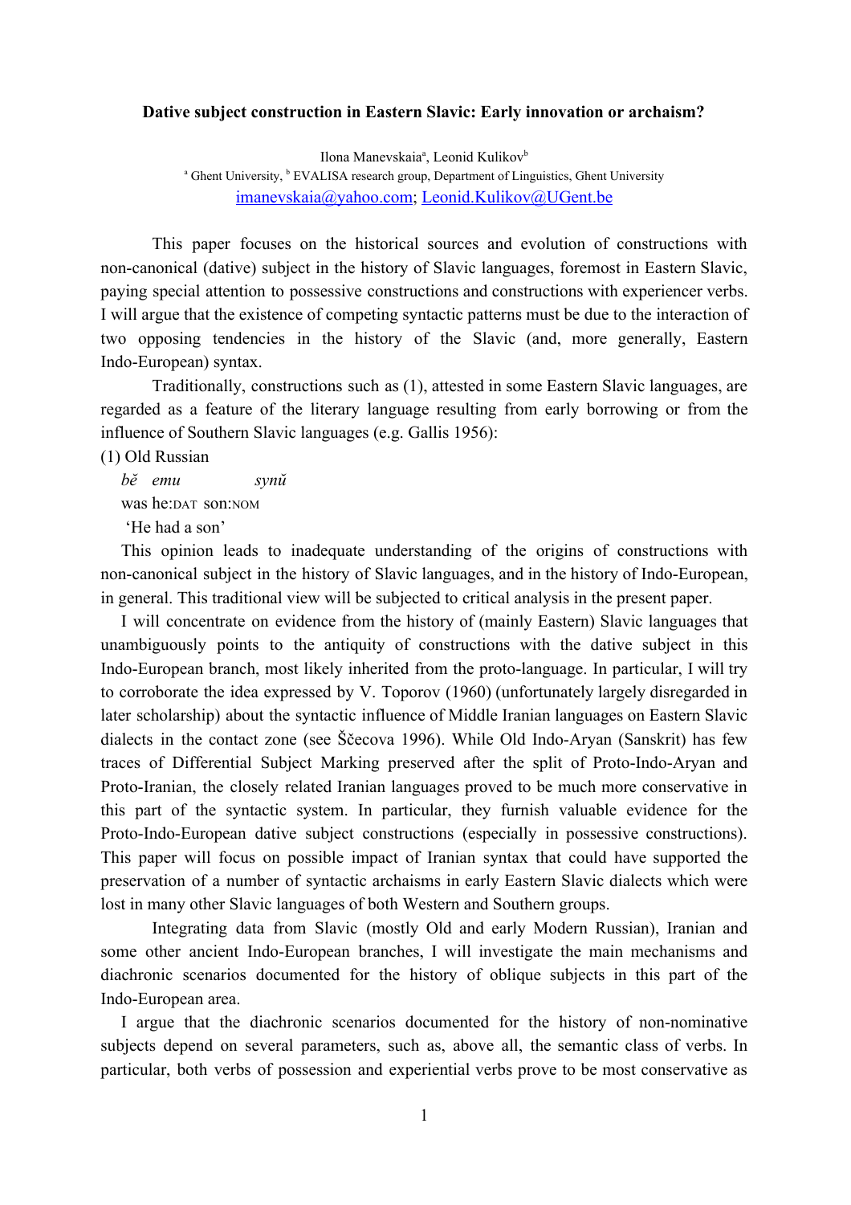**Dative subject construction in Eastern Slavic: Early innovation or archaism?**

Ilona Manevskaia[a], Leonid Kulikov[b]

[a] Ghent University, [b] EVALISA research group, Department of Linguistics, Ghent University

imanevskaia@yahoo.com; Leonid.Kulikov@UGent.be

This paper focuses on the historical sources and evolution of constructions with non-canonical (dative) subject in the history of Slavic languages, foremost in Eastern Slavic, paying special attention to possessive constructions and constructions with experiencer verbs. I will argue that the existence of competing syntactic patterns must be due to the interaction of two opposing tendencies in the history of the Slavic (and, more generally, Eastern Indo-European) syntax.

Traditionally, constructions such as (1), attested in some Eastern Slavic languages, are regarded as a feature of the literary language resulting from early borrowing or from the influence of Southern Slavic languages (e.g. Gallis 1956):

(1) Old Russian

*bě emu synŭ*

was he:DAT son:NOM

'He had a son'

This opinion leads to inadequate understanding of the origins of constructions with non-canonical subject in the history of Slavic languages, and in the history of Indo-European, in general. This traditional view will be subjected to critical analysis in the present paper.

I will concentrate on evidence from the history of (mainly Eastern) Slavic languages that unambiguously points to the antiquity of constructions with the dative subject in this Indo-European branch, most likely inherited from the proto-language. In particular, I will try to corroborate the idea expressed by V. Toporov (1960) (unfortunately largely disregarded in later scholarship) about the syntactic influence of Middle Iranian languages on Eastern Slavic dialects in the contact zone (see Ščecova 1996). While Old Indo-Aryan (Sanskrit) has few traces of Differential Subject Marking preserved after the split of Proto-Indo-Aryan and Proto-Iranian, the closely related Iranian languages proved to be much more conservative in this part of the syntactic system. In particular, they furnish valuable evidence for the Proto-Indo-European dative subject constructions (especially in possessive constructions). This paper will focus on possible impact of Iranian syntax that could have supported the preservation of a number of syntactic archaisms in early Eastern Slavic dialects which were lost in many other Slavic languages of both Western and Southern groups.

Integrating data from Slavic (mostly Old and early Modern Russian), Iranian and some other ancient Indo-European branches, I will investigate the main mechanisms and diachronic scenarios documented for the history of oblique subjects in this part of the Indo-European area.

I argue that the diachronic scenarios documented for the history of non-nominative subjects depend on several parameters, such as, above all, the semantic class of verbs. In particular, both verbs of possession and experiential verbs prove to be most conservative as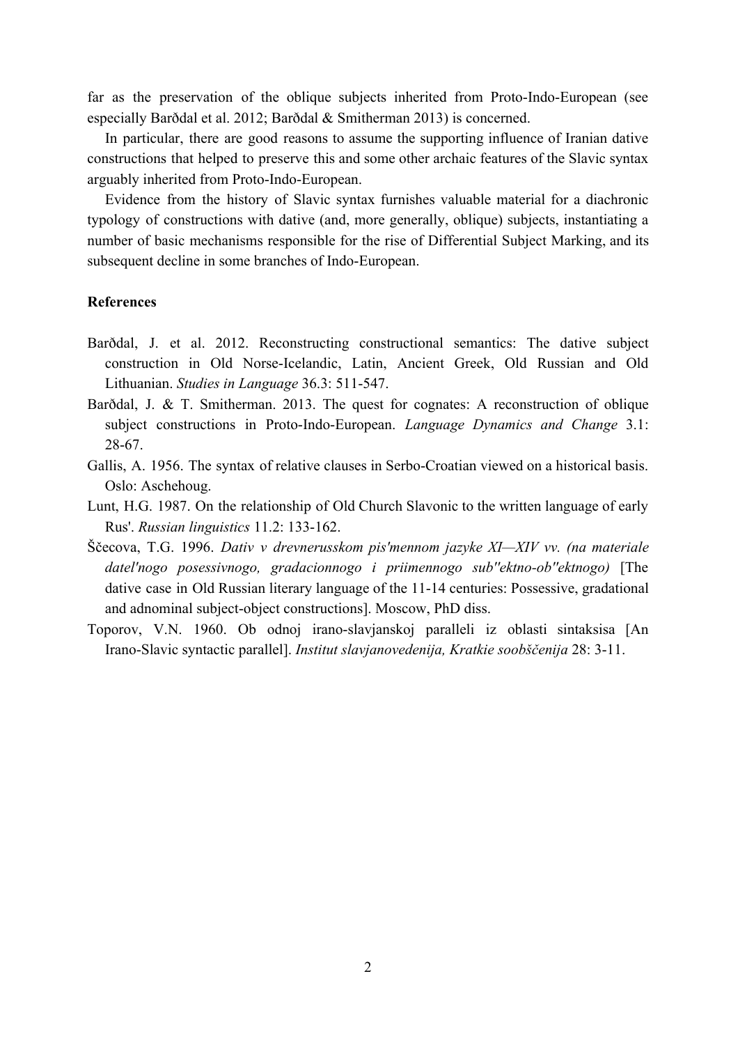far as the preservation of the oblique subjects inherited from Proto-Indo-European (see especially Barðdal et al. 2012; Barðdal & Smitherman 2013) is concerned.

In particular, there are good reasons to assume the supporting influence of Iranian dative constructions that helped to preserve this and some other archaic features of the Slavic syntax arguably inherited from Proto-Indo-European.

Evidence from the history of Slavic syntax furnishes valuable material for a diachronic typology of constructions with dative (and, more generally, oblique) subjects, instantiating a number of basic mechanisms responsible for the rise of Differential Subject Marking, and its subsequent decline in some branches of Indo-European.

**References**

Barðdal, J. et al. 2012. Reconstructing constructional semantics: The dative subject construction in Old Norse-Icelandic, Latin, Ancient Greek, Old Russian and Old Lithuanian. *Studies in Language* 36.3: 511-547.

Barðdal, J. & T. Smitherman. 2013. The quest for cognates: A reconstruction of oblique subject constructions in Proto-Indo-European. *Language Dynamics and Change* 3.1: 28-67.

Gallis, A. 1956. The syntax of relative clauses in Serbo-Croatian viewed on a historical basis. Oslo: Aschehoug.

Lunt, H.G. 1987. On the relationship of Old Church Slavonic to the written language of early Rus'. *Russian linguistics* 11.2: 133-162.

Ščecova, T.G. 1996. *Dativ v drevnerusskom pis'mennom jazyke XI—XIV vv. (na materiale datel'nogo posessivnogo, gradacionnogo i priimennogo sub''ektno-ob''ektnogo)* [The dative case in Old Russian literary language of the 11-14 centuries: Possessive, gradational and adnominal subject-object constructions]. Moscow, PhD diss.

Toporov, V.N. 1960. Ob odnoj irano-slavjanskoj paralleli iz oblasti sintaksisa [An Irano-Slavic syntactic parallel]. *Institut slavjanovedenija, Kratkie soobščenija* 28: 3-11.